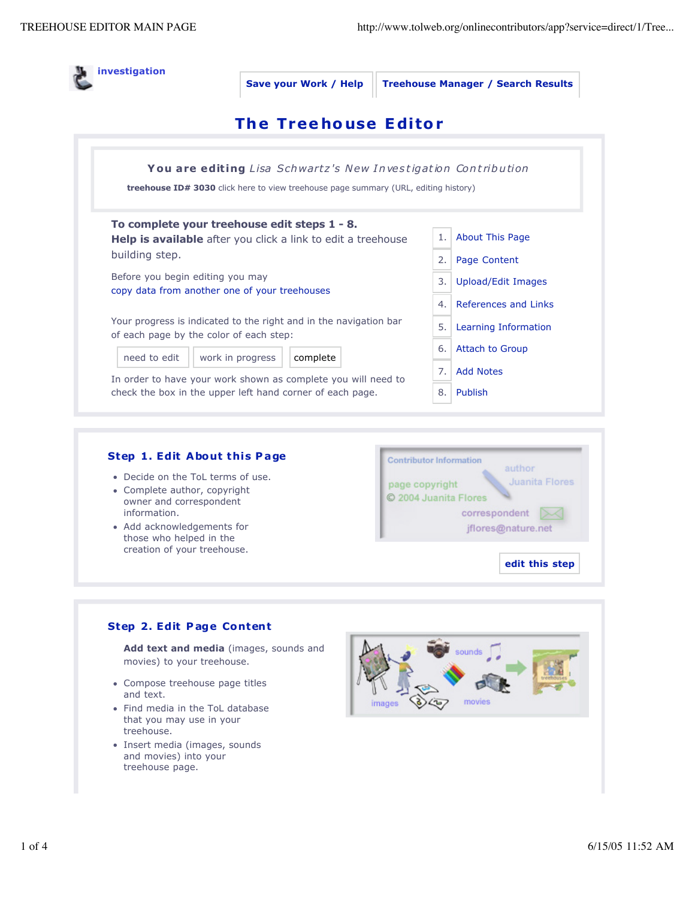investigation

Save your Work / Help | Treehouse Manager / Search Results

# The Treehouse Editor

**You are editing** *Lisa Schwartz's New Investigation Contribution*

**treehouse ID# 3030** click here to view treehouse page summary (URL, editing history)

**To complete your treehouse edit steps 1 - 8.**
**Help is available** after you click a link to edit a treehouse building step.

Before you begin editing you may
copy data from another one of your treehouses

Your progress is indicated to the right and in the navigation bar of each page by the color of each step:

| need to edit | work in progress | complete |
|---|---|---|

In order to have your work shown as complete you will need to check the box in the upper left hand corner of each page.

1. About This Page
2. Page Content
3. Upload/Edit Images
4. References and Links
5. Learning Information
6. Attach to Group
7. Add Notes
8. Publish

## Step 1. Edit About this Page

- Decide on the ToL terms of use.
- Complete author, copyright owner and correspondent information.
- Add acknowledgements for those who helped in the creation of your treehouse.

edit this step

## Step 2. Edit Page Content

**Add text and media** (images, sounds and movies) to your treehouse.

- Compose treehouse page titles and text.
- Find media in the ToL database that you may use in your treehouse.
- Insert media (images, sounds and movies) into your treehouse page.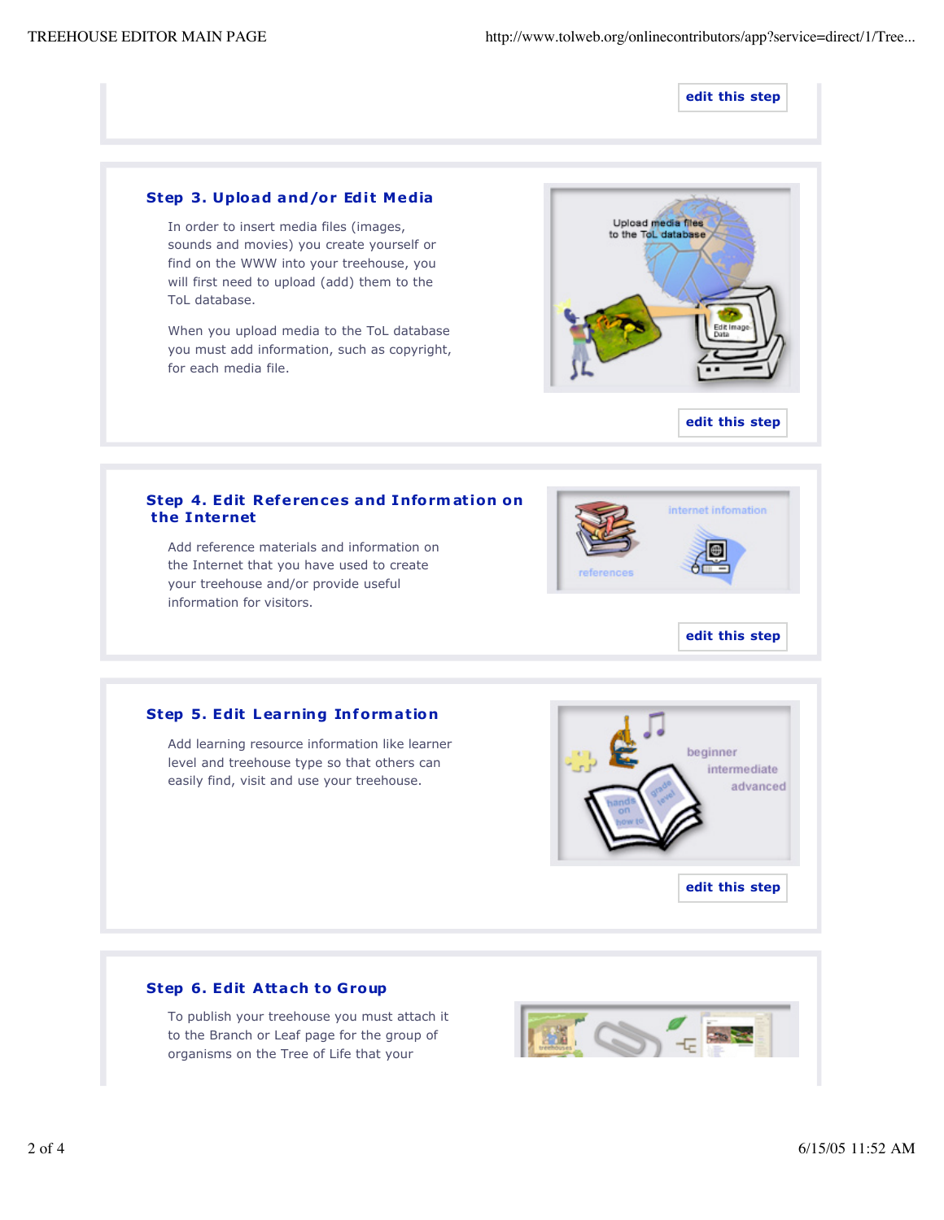edit this step

## Step 3. Upload and/or Edit Media

In order to insert media files (images, sounds and movies) you create yourself or find on the WWW into your treehouse, you will first need to upload (add) them to the ToL database.

When you upload media to the ToL database you must add information, such as copyright, for each media file.

edit this step

## Step 4. Edit References and Information on the Internet

Add reference materials and information on the Internet that you have used to create your treehouse and/or provide useful information for visitors.

edit this step

## Step 5. Edit Learning Information

Add learning resource information like learner level and treehouse type so that others can easily find, visit and use your treehouse.

edit this step

## Step 6. Edit Attach to Group

To publish your treehouse you must attach it to the Branch or Leaf page for the group of organisms on the Tree of Life that your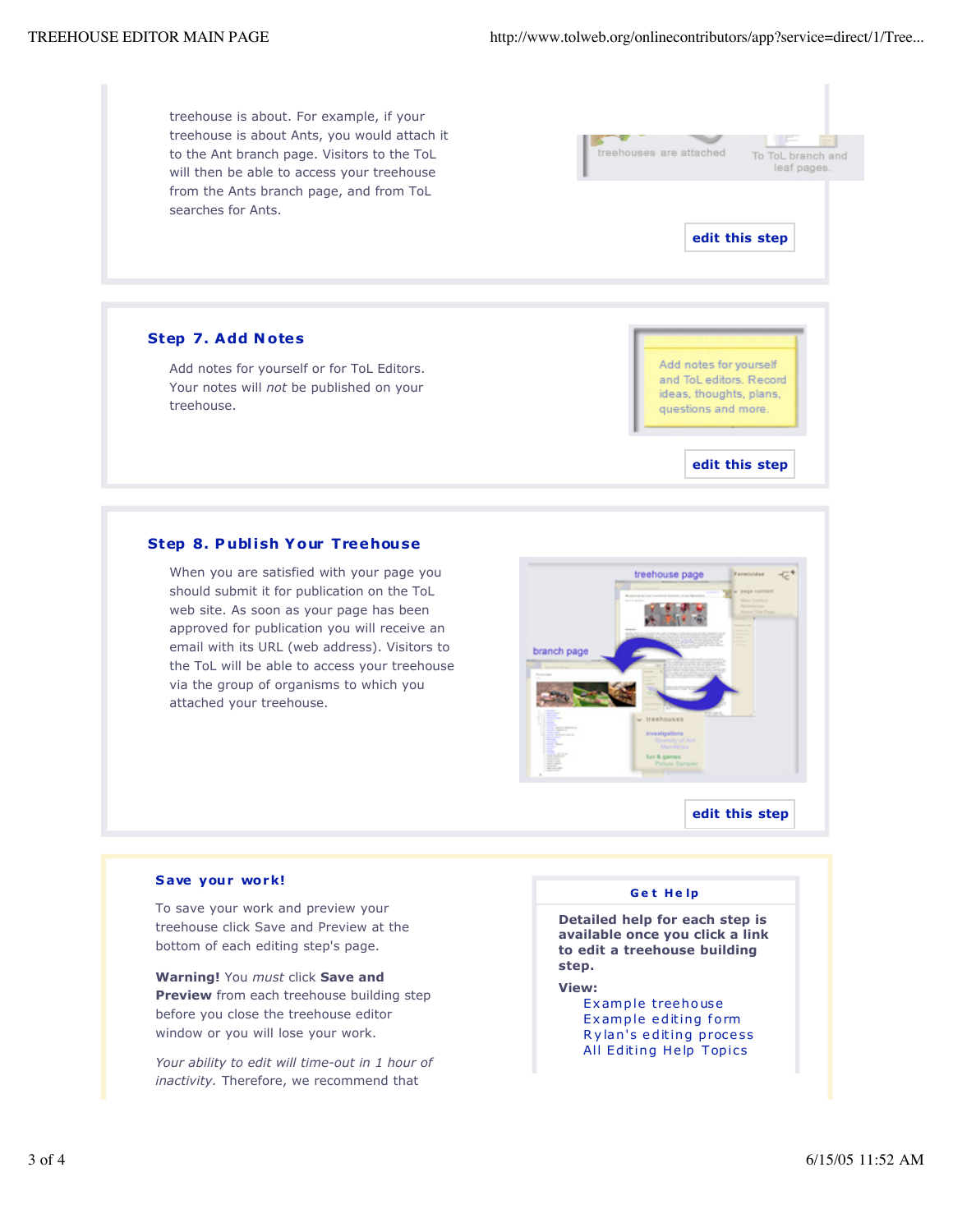treehouse is about. For example, if your treehouse is about Ants, you would attach it to the Ant branch page. Visitors to the ToL will then be able to access your treehouse from the Ants branch page, and from ToL searches for Ants.

treehouses are attached To ToL branch and leaf pages.

edit this step

## Step 7. Add Notes

Add notes for yourself or for ToL Editors. Your notes will *not* be published on your treehouse.

Add notes for yourself and ToL editors. Record ideas, thoughts, plans, questions and more.

edit this step

## Step 8. Publish Your Treehouse

When you are satisfied with your page you should submit it for publication on the ToL web site. As soon as your page has been approved for publication you will receive an email with its URL (web address). Visitors to the ToL will be able to access your treehouse via the group of organisms to which you attached your treehouse.

edit this step

### Save your work!

To save your work and preview your treehouse click Save and Preview at the bottom of each editing step's page.

**Warning!** You *must* click **Save and Preview** from each treehouse building step before you close the treehouse editor window or you will lose your work.

*Your ability to edit will time-out in 1 hour of inactivity.* Therefore, we recommend that

### Get Help

**Detailed help for each step is available once you click a link to edit a treehouse building step.**

**View:**

- Example treehouse
- Example editing form
- Rylan's editing process
- All Editing Help Topics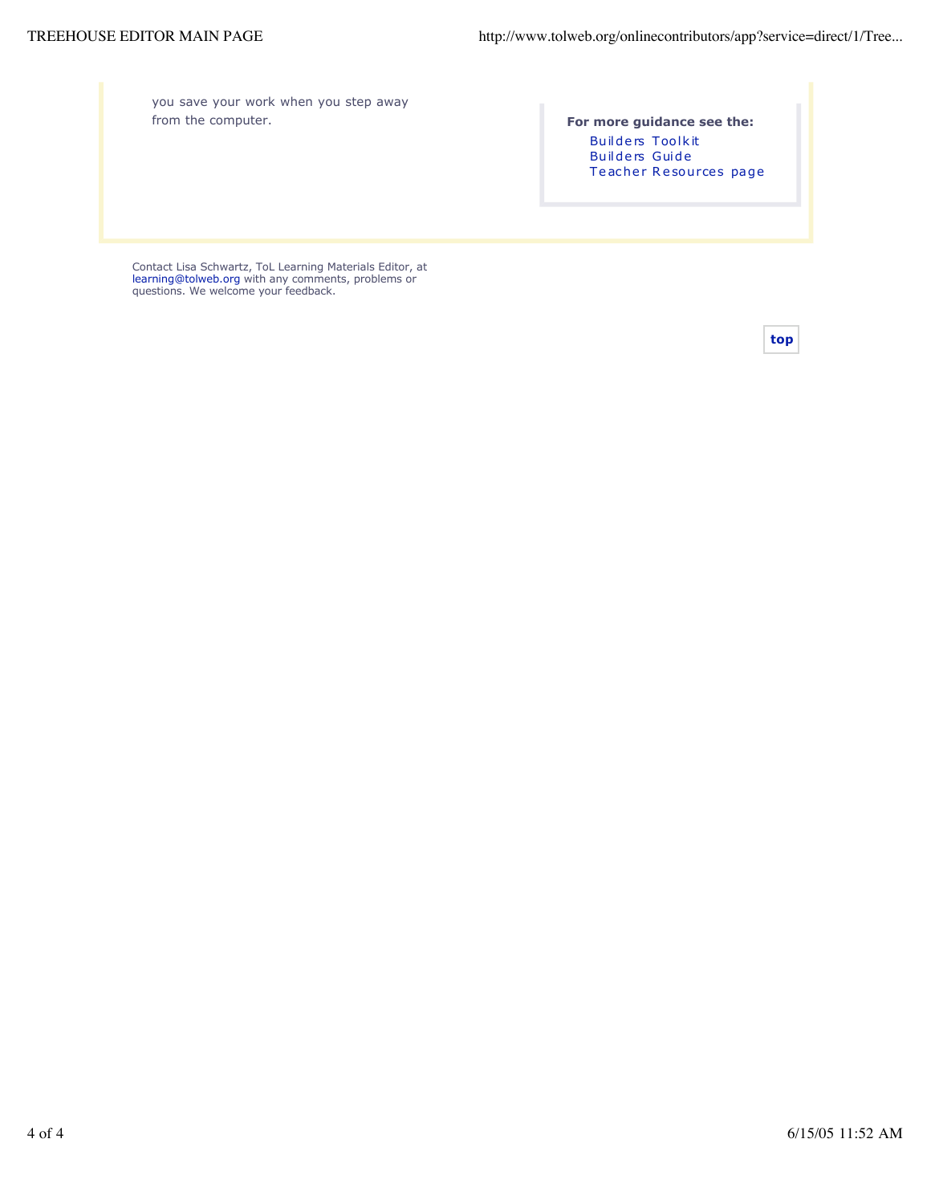you save your work when you step away from the computer.

**For more guidance see the:**

Builders Toolkit
Builders Guide
Teacher Resources page

Contact Lisa Schwartz, ToL Learning Materials Editor, at learning@tolweb.org with any comments, problems or questions. We welcome your feedback.

top